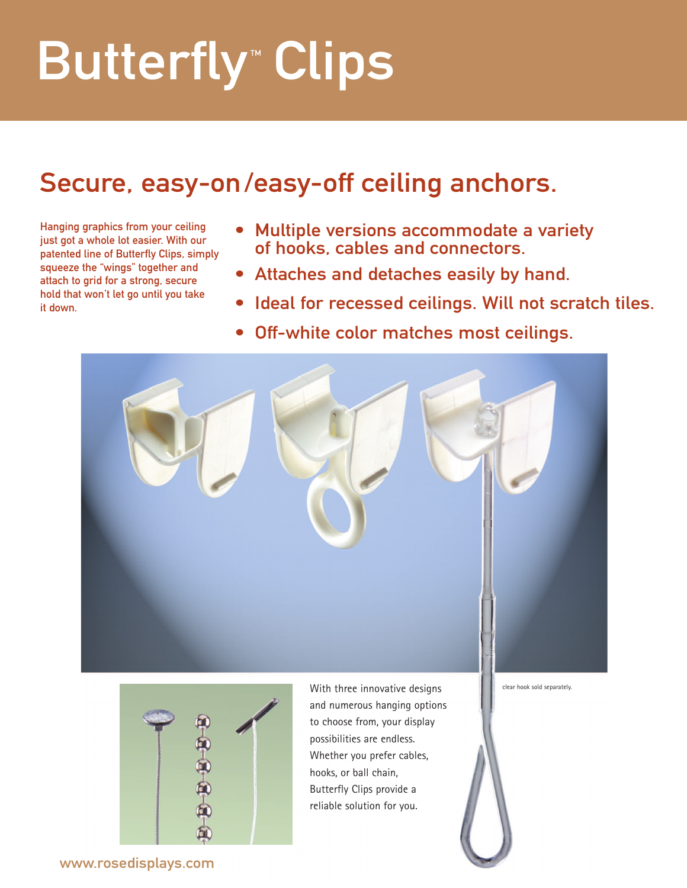# Butterfly™ Clips

## Secure, easy-on/easy-off ceiling anchors.

Hanging graphics from your ceiling just got a whole lot easier. With our patented line of Butterfly Clips, simply squeeze the "wings" together and attach to grid for a strong, secure hold that won't let go until you take it down.

- Multiple versions accommodate a variety of hooks, cables and connectors.
- Attaches and detaches easily by hand.
- Ideal for recessed ceilings. Will not scratch tiles.
- Off-white color matches most ceilings.

With three innovative designs and numerous hanging options to choose from, your display possibilities are endless. Whether you prefer cables, hooks, or ball chain, Butterfly Clips provide a reliable solution for you.

clear hook sold separately.

www.rosedisplays.com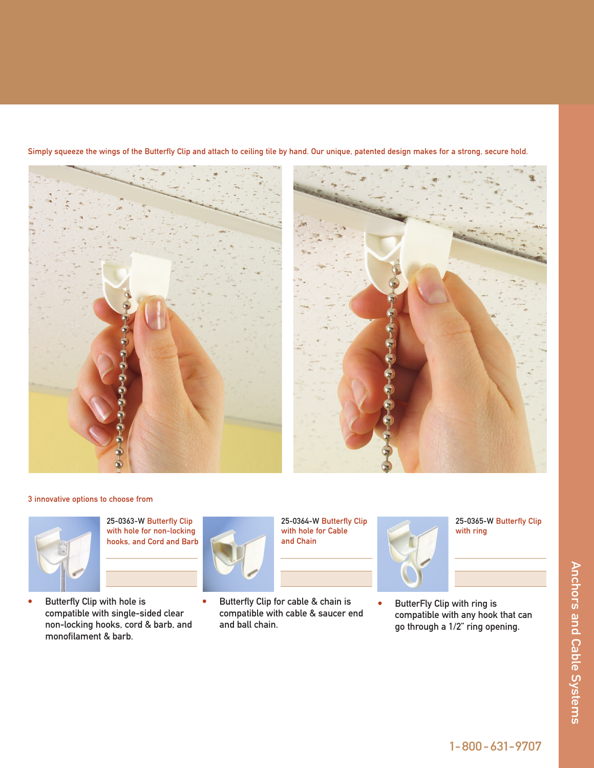Simply squeeze the wings of the Butterfly Clip and attach to ceiling tile by hand. Our unique, patented design makes for a strong, secure hold.

3 innovative options to choose from

**25-0363-W** Butterfly Clip with hole for non-locking hooks, and Cord and Barb

- Butterfly Clip with hole is compatible with single-sided clear non-locking hooks, cord & barb, and monofilament & barb.

**25-0364-W** Butterfly Clip with hole for Cable and Chain

- Butterfly Clip for cable & chain is compatible with cable & saucer end and ball chain.

**25-0365-W** Butterfly Clip with ring

- ButterFly Clip with ring is compatible with any hook that can go through a 1/2" ring opening.

Anchors and Cable Systems

1-800-631-9707